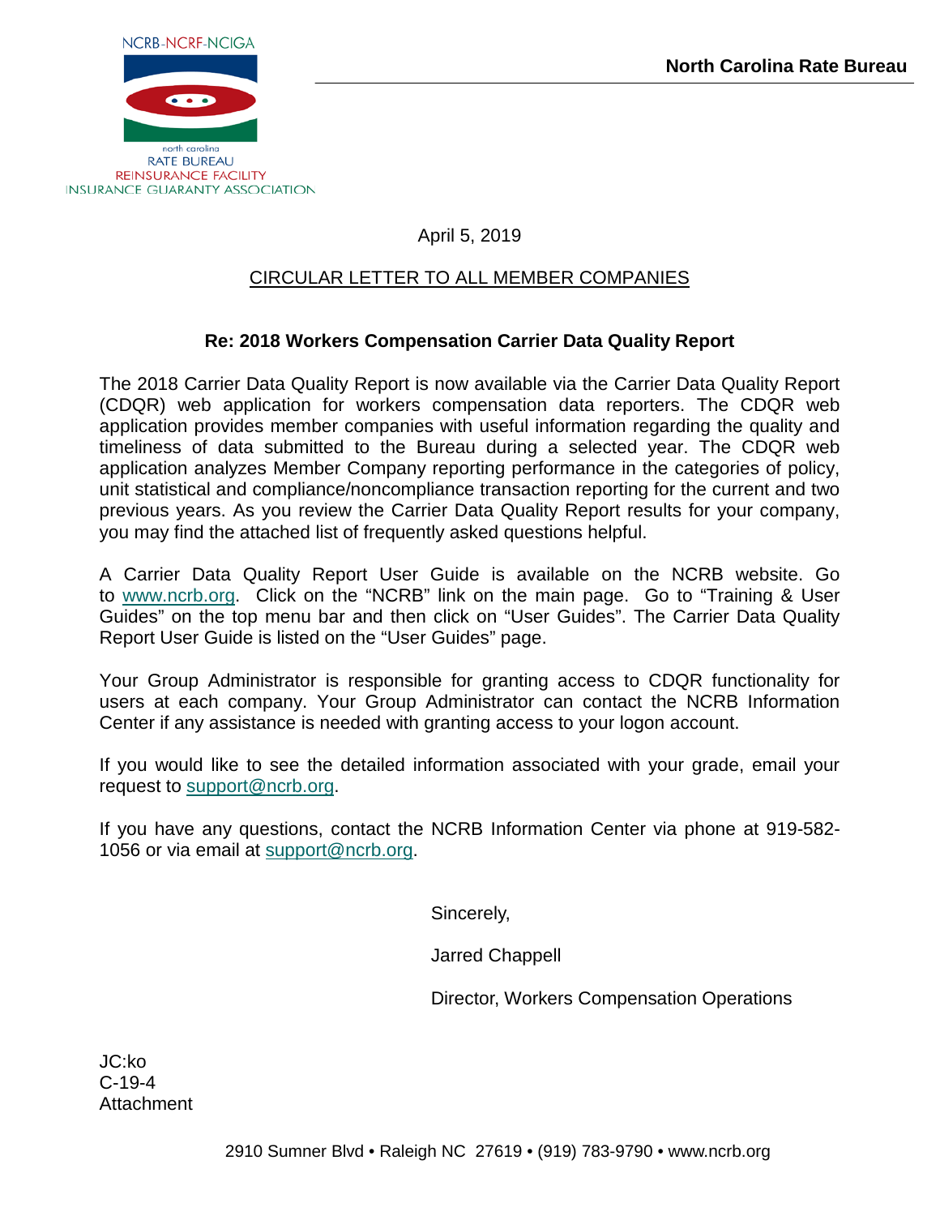NCRB-NCRF-NCIGA

north carolina
RATE BUREAU
REINSURANCE FACILITY
INSURANCE GUARANTY ASSOCIATION

**North Carolina Rate Bureau**

April 5, 2019

CIRCULAR LETTER TO ALL MEMBER COMPANIES

**Re: 2018 Workers Compensation Carrier Data Quality Report**

The 2018 Carrier Data Quality Report is now available via the Carrier Data Quality Report (CDQR) web application for workers compensation data reporters. The CDQR web application provides member companies with useful information regarding the quality and timeliness of data submitted to the Bureau during a selected year. The CDQR web application analyzes Member Company reporting performance in the categories of policy, unit statistical and compliance/noncompliance transaction reporting for the current and two previous years. As you review the Carrier Data Quality Report results for your company, you may find the attached list of frequently asked questions helpful.

A Carrier Data Quality Report User Guide is available on the NCRB website. Go to www.ncrb.org. Click on the "NCRB" link on the main page. Go to "Training & User Guides" on the top menu bar and then click on "User Guides". The Carrier Data Quality Report User Guide is listed on the "User Guides" page.

Your Group Administrator is responsible for granting access to CDQR functionality for users at each company. Your Group Administrator can contact the NCRB Information Center if any assistance is needed with granting access to your logon account.

If you would like to see the detailed information associated with your grade, email your request to support@ncrb.org.

If you have any questions, contact the NCRB Information Center via phone at 919-582-1056 or via email at support@ncrb.org.

Sincerely,

Jarred Chappell

Director, Workers Compensation Operations

JC:ko
C-19-4
Attachment

2910 Sumner Blvd • Raleigh NC 27619 • (919) 783-9790 • www.ncrb.org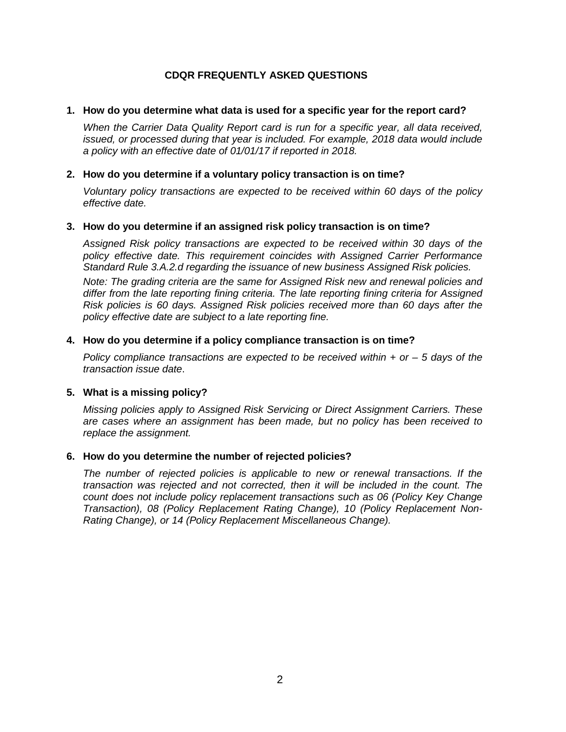# CDQR FREQUENTLY ASKED QUESTIONS

1. **How do you determine what data is used for a specific year for the report card?**

   *When the Carrier Data Quality Report card is run for a specific year, all data received, issued, or processed during that year is included. For example, 2018 data would include a policy with an effective date of 01/01/17 if reported in 2018.*

2. **How do you determine if a voluntary policy transaction is on time?**

   *Voluntary policy transactions are expected to be received within 60 days of the policy effective date.*

3. **How do you determine if an assigned risk policy transaction is on time?**

   *Assigned Risk policy transactions are expected to be received within 30 days of the policy effective date. This requirement coincides with Assigned Carrier Performance Standard Rule 3.A.2.d regarding the issuance of new business Assigned Risk policies.*

   *Note: The grading criteria are the same for Assigned Risk new and renewal policies and differ from the late reporting fining criteria. The late reporting fining criteria for Assigned Risk policies is 60 days. Assigned Risk policies received more than 60 days after the policy effective date are subject to a late reporting fine.*

4. **How do you determine if a policy compliance transaction is on time?**

   *Policy compliance transactions are expected to be received within + or – 5 days of the transaction issue date*.

5. **What is a missing policy?**

   *Missing policies apply to Assigned Risk Servicing or Direct Assignment Carriers. These are cases where an assignment has been made, but no policy has been received to replace the assignment.*

6. **How do you determine the number of rejected policies?**

   *The number of rejected policies is applicable to new or renewal transactions. If the transaction was rejected and not corrected, then it will be included in the count. The count does not include policy replacement transactions such as 06 (Policy Key Change Transaction), 08 (Policy Replacement Rating Change), 10 (Policy Replacement Non-Rating Change), or 14 (Policy Replacement Miscellaneous Change).*